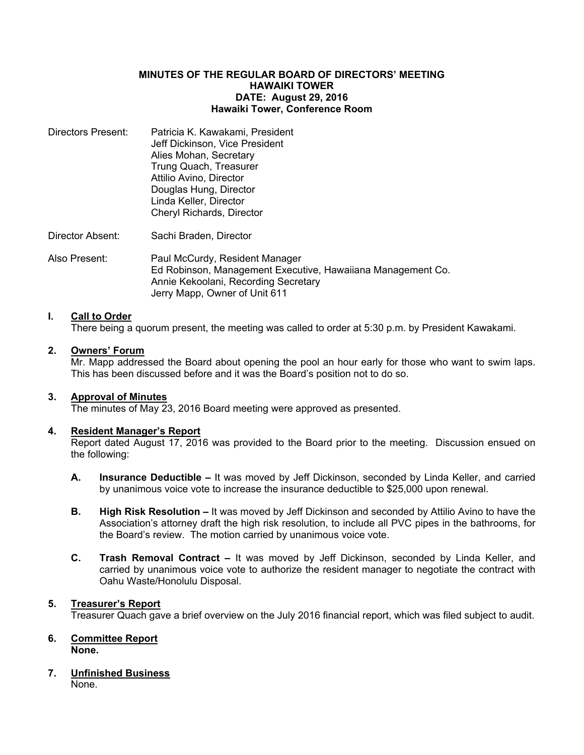**MINUTES OF THE REGULAR BOARD OF DIRECTORS' MEETING**
**HAWAIKI TOWER**
**DATE: August 29, 2016**
**Hawaiki Tower, Conference Room**

Directors Present: Patricia K. Kawakami, President
Jeff Dickinson, Vice President
Alies Mohan, Secretary
Trung Quach, Treasurer
Attilio Avino, Director
Douglas Hung, Director
Linda Keller, Director
Cheryl Richards, Director

Director Absent: Sachi Braden, Director

Also Present: Paul McCurdy, Resident Manager
Ed Robinson, Management Executive, Hawaiiana Management Co.
Annie Kekoolani, Recording Secretary
Jerry Mapp, Owner of Unit 611

## I. Call to Order

There being a quorum present, the meeting was called to order at 5:30 p.m. by President Kawakami.

## 2. Owners' Forum

Mr. Mapp addressed the Board about opening the pool an hour early for those who want to swim laps. This has been discussed before and it was the Board's position not to do so.

## 3. Approval of Minutes

The minutes of May 23, 2016 Board meeting were approved as presented.

## 4. Resident Manager's Report

Report dated August 17, 2016 was provided to the Board prior to the meeting. Discussion ensued on the following:

**A. Insurance Deductible –** It was moved by Jeff Dickinson, seconded by Linda Keller, and carried by unanimous voice vote to increase the insurance deductible to $25,000 upon renewal.

**B. High Risk Resolution –** It was moved by Jeff Dickinson and seconded by Attilio Avino to have the Association's attorney draft the high risk resolution, to include all PVC pipes in the bathrooms, for the Board's review. The motion carried by unanimous voice vote.

**C. Trash Removal Contract –** It was moved by Jeff Dickinson, seconded by Linda Keller, and carried by unanimous voice vote to authorize the resident manager to negotiate the contract with Oahu Waste/Honolulu Disposal.

## 5. Treasurer's Report

Treasurer Quach gave a brief overview on the July 2016 financial report, which was filed subject to audit.

## 6. Committee Report

**None.**

## 7. Unfinished Business

None.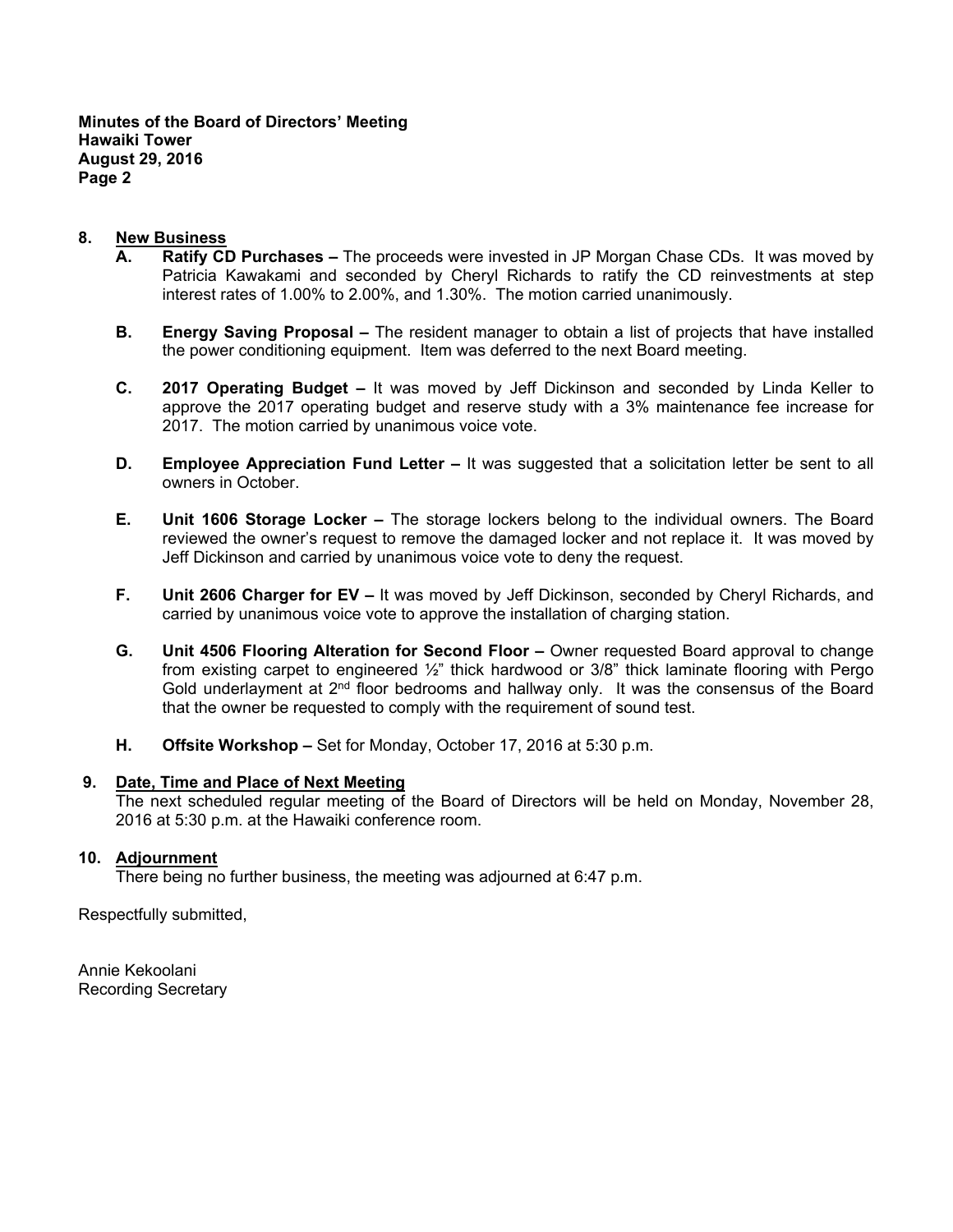## 8. New Business

**A. Ratify CD Purchases –** The proceeds were invested in JP Morgan Chase CDs. It was moved by Patricia Kawakami and seconded by Cheryl Richards to ratify the CD reinvestments at step interest rates of 1.00% to 2.00%, and 1.30%. The motion carried unanimously.

**B. Energy Saving Proposal –** The resident manager to obtain a list of projects that have installed the power conditioning equipment. Item was deferred to the next Board meeting.

**C. 2017 Operating Budget –** It was moved by Jeff Dickinson and seconded by Linda Keller to approve the 2017 operating budget and reserve study with a 3% maintenance fee increase for 2017. The motion carried by unanimous voice vote.

**D. Employee Appreciation Fund Letter –** It was suggested that a solicitation letter be sent to all owners in October.

**E. Unit 1606 Storage Locker –** The storage lockers belong to the individual owners. The Board reviewed the owner's request to remove the damaged locker and not replace it. It was moved by Jeff Dickinson and carried by unanimous voice vote to deny the request.

**F. Unit 2606 Charger for EV –** It was moved by Jeff Dickinson, seconded by Cheryl Richards, and carried by unanimous voice vote to approve the installation of charging station.

**G. Unit 4506 Flooring Alteration for Second Floor –** Owner requested Board approval to change from existing carpet to engineered ½" thick hardwood or 3/8" thick laminate flooring with Pergo Gold underlayment at 2nd floor bedrooms and hallway only. It was the consensus of the Board that the owner be requested to comply with the requirement of sound test.

**H. Offsite Workshop –** Set for Monday, October 17, 2016 at 5:30 p.m.

## 9. Date, Time and Place of Next Meeting

The next scheduled regular meeting of the Board of Directors will be held on Monday, November 28, 2016 at 5:30 p.m. at the Hawaiki conference room.

## 10. Adjournment

There being no further business, the meeting was adjourned at 6:47 p.m.

Respectfully submitted,

Annie Kekoolani
Recording Secretary